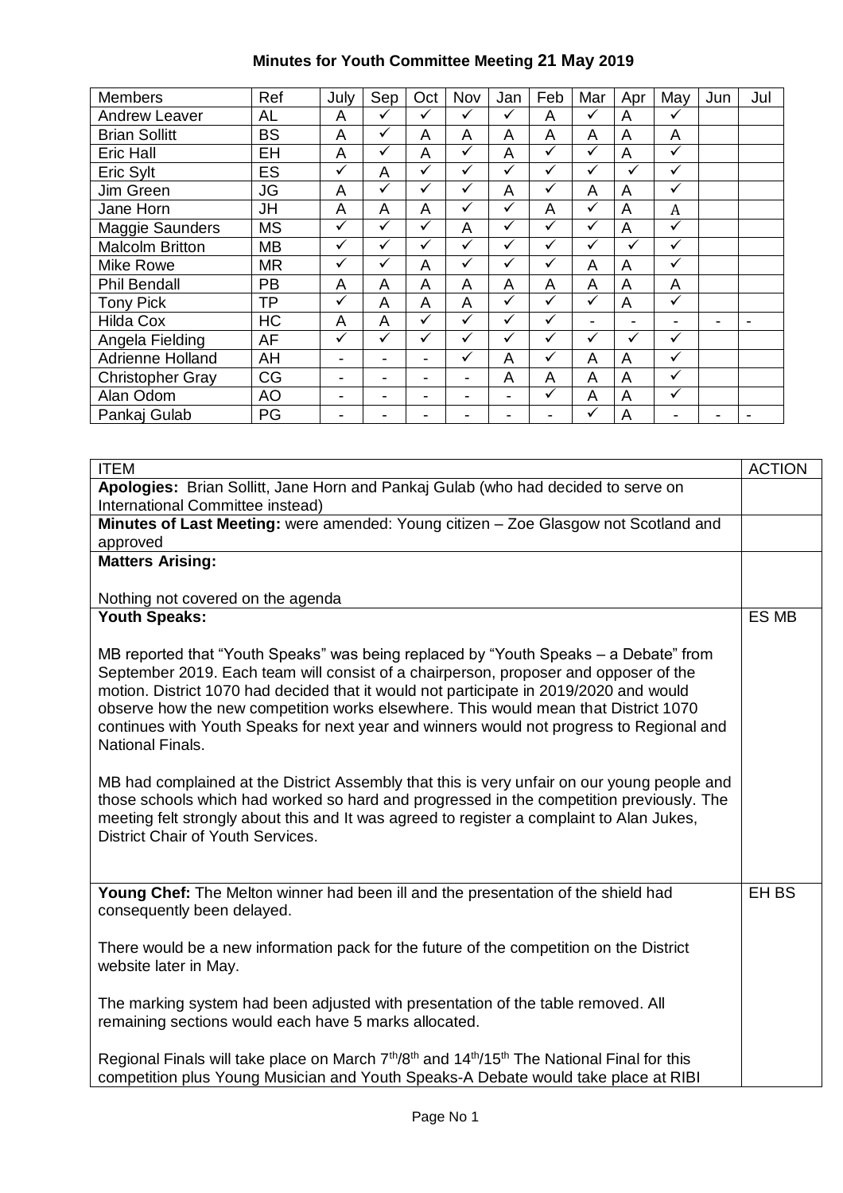# Minutes for Youth Committee Meeting 21 May 2019

| Members | Ref | July | Sep | Oct | Nov | Jan | Feb | Mar | Apr | May | Jun | Jul |
|---|---|---|---|---|---|---|---|---|---|---|---|---|
| Andrew Leaver | AL | A | ✓ | ✓ | ✓ | ✓ | A | ✓ | A | ✓ | | |
| Brian Sollitt | BS | A | ✓ | A | A | A | A | A | A | A | | |
| Eric Hall | EH | A | ✓ | A | ✓ | A | ✓ | ✓ | A | ✓ | | |
| Eric Sylt | ES | ✓ | A | ✓ | ✓ | ✓ | ✓ | ✓ | ✓ | ✓ | | |
| Jim Green | JG | A | ✓ | ✓ | ✓ | A | ✓ | A | A | ✓ | | |
| Jane Horn | JH | A | A | A | ✓ | ✓ | A | ✓ | A | A | | |
| Maggie Saunders | MS | ✓ | ✓ | ✓ | A | ✓ | ✓ | ✓ | A | ✓ | | |
| Malcolm Britton | MB | ✓ | ✓ | ✓ | ✓ | ✓ | ✓ | ✓ | ✓ | ✓ | | |
| Mike Rowe | MR | ✓ | ✓ | A | ✓ | ✓ | ✓ | A | A | ✓ | | |
| Phil Bendall | PB | A | A | A | A | A | A | A | A | A | | |
| Tony Pick | TP | ✓ | A | A | A | ✓ | ✓ | ✓ | A | ✓ | | |
| Hilda Cox | HC | A | A | ✓ | ✓ | ✓ | ✓ | - | - | - | - | - |
| Angela Fielding | AF | ✓ | ✓ | ✓ | ✓ | ✓ | ✓ | ✓ | ✓ | ✓ | | |
| Adrienne Holland | AH | - | - | - | ✓ | A | ✓ | A | A | ✓ | | |
| Christopher Gray | CG | - | - | - | - | A | A | A | A | ✓ | | |
| Alan Odom | AO | - | - | - | - | - | ✓ | A | A | ✓ | | |
| Pankaj Gulab | PG | - | - | - | - | - | - | ✓ | A | - | - | - |

| ITEM | ACTION |
|---|---|
| **Apologies:** Brian Sollitt, Jane Horn and Pankaj Gulab (who had decided to serve on International Committee instead) | |
| **Minutes of Last Meeting:** were amended: Young citizen – Zoe Glasgow not Scotland and approved | |
| **Matters Arising:**<br><br>Nothing not covered on the agenda | |
| **Youth Speaks:**<br><br>MB reported that "Youth Speaks" was being replaced by "Youth Speaks – a Debate" from September 2019. Each team will consist of a chairperson, proposer and opposer of the motion. District 1070 had decided that it would not participate in 2019/2020 and would observe how the new competition works elsewhere. This would mean that District 1070 continues with Youth Speaks for next year and winners would not progress to Regional and National Finals.<br><br>MB had complained at the District Assembly that this is very unfair on our young people and those schools which had worked so hard and progressed in the competition previously. The meeting felt strongly about this and It was agreed to register a complaint to Alan Jukes, District Chair of Youth Services. | ES MB |
| **Young Chef:** The Melton winner had been ill and the presentation of the shield had consequently been delayed.<br><br>There would be a new information pack for the future of the competition on the District website later in May.<br><br>The marking system had been adjusted with presentation of the table removed. All remaining sections would each have 5 marks allocated.<br><br>Regional Finals will take place on March 7th/8th and 14th/15th The National Final for this competition plus Young Musician and Youth Speaks-A Debate would take place at RIBI | EH BS |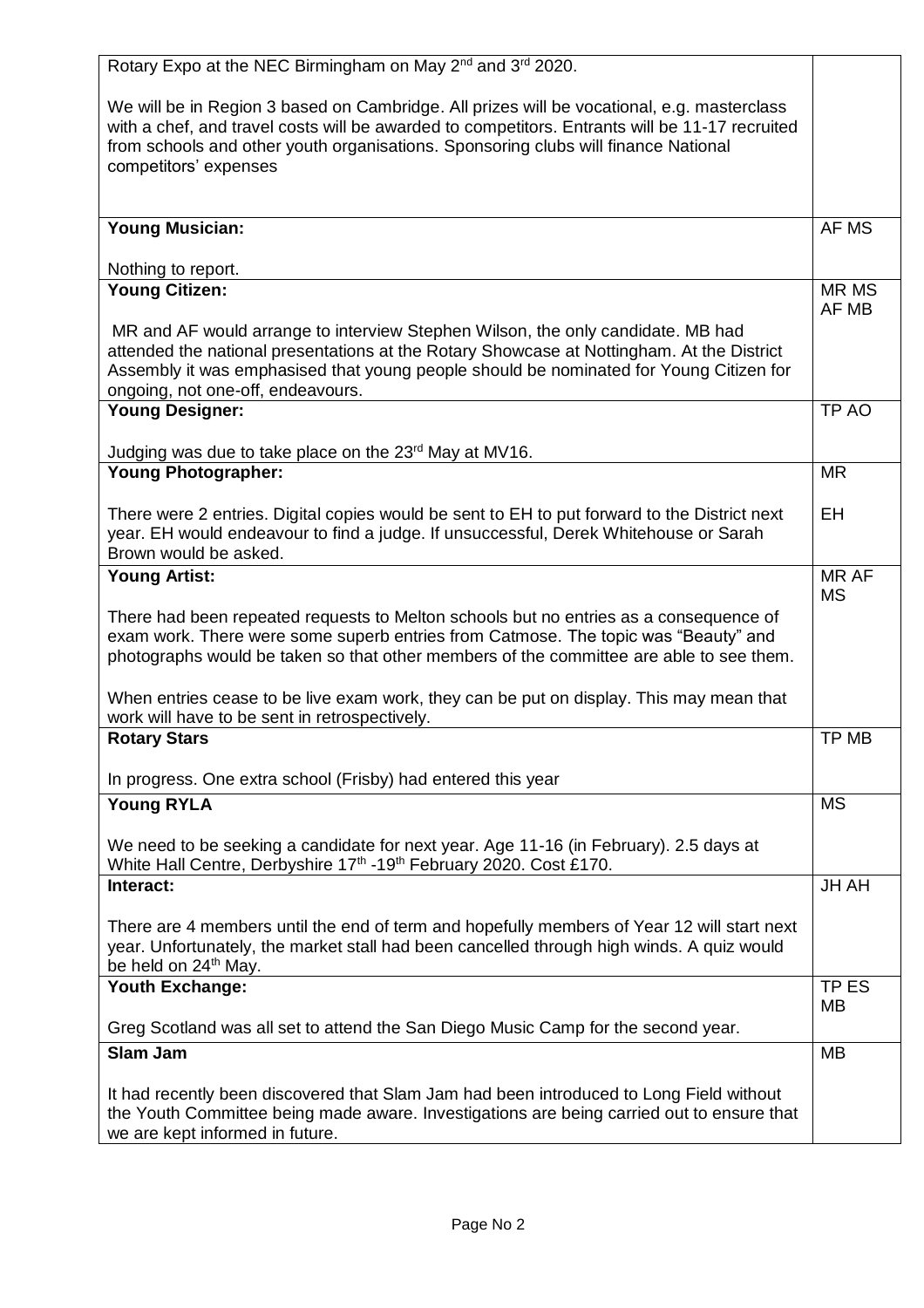| | |
|---|---|
| Rotary Expo at the NEC Birmingham on May 2nd and 3rd 2020.<br><br>We will be in Region 3 based on Cambridge. All prizes will be vocational, e.g. masterclass with a chef, and travel costs will be awarded to competitors. Entrants will be 11-17 recruited from schools and other youth organisations. Sponsoring clubs will finance National competitors' expenses | |
| **Young Musician:**<br><br>Nothing to report. | AF MS |
| **Young Citizen:**<br><br>MR and AF would arrange to interview Stephen Wilson, the only candidate. MB had attended the national presentations at the Rotary Showcase at Nottingham. At the District Assembly it was emphasised that young people should be nominated for Young Citizen for ongoing, not one-off, endeavours. | MR MS AF MB |
| **Young Designer:**<br><br>Judging was due to take place on the 23rd May at MV16. | TP AO |
| **Young Photographer:**<br><br>There were 2 entries. Digital copies would be sent to EH to put forward to the District next year. EH would endeavour to find a judge. If unsuccessful, Derek Whitehouse or Sarah Brown would be asked. | MR<br><br>EH |
| **Young Artist:**<br><br>There had been repeated requests to Melton schools but no entries as a consequence of exam work. There were some superb entries from Catmose. The topic was "Beauty" and photographs would be taken so that other members of the committee are able to see them.<br><br>When entries cease to be live exam work, they can be put on display. This may mean that work will have to be sent in retrospectively. | MR AF MS |
| **Rotary Stars**<br><br>In progress. One extra school (Frisby) had entered this year | TP MB |
| **Young RYLA**<br><br>We need to be seeking a candidate for next year. Age 11-16 (in February). 2.5 days at White Hall Centre, Derbyshire 17th -19th February 2020. Cost £170. | MS |
| **Interact:**<br><br>There are 4 members until the end of term and hopefully members of Year 12 will start next year. Unfortunately, the market stall had been cancelled through high winds. A quiz would be held on 24th May. | JH AH |
| **Youth Exchange:**<br><br>Greg Scotland was all set to attend the San Diego Music Camp for the second year. | TP ES MB |
| **Slam Jam**<br><br>It had recently been discovered that Slam Jam had been introduced to Long Field without the Youth Committee being made aware. Investigations are being carried out to ensure that we are kept informed in future. | MB |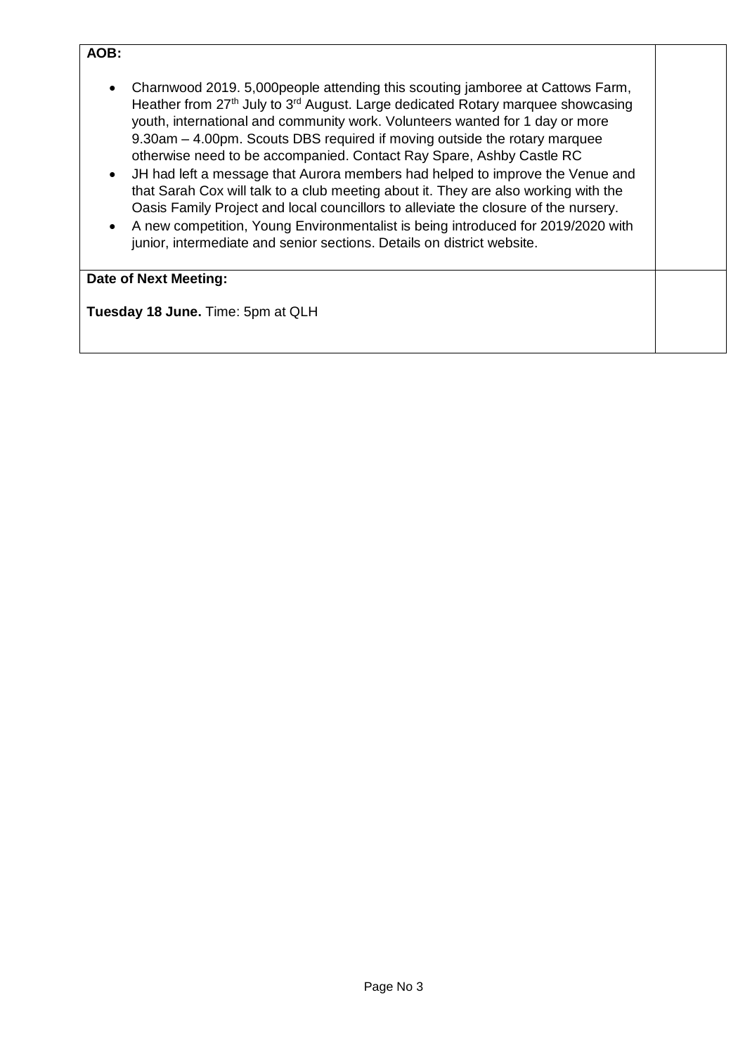| | |
|---|---|
| **AOB:**<br><br>- Charnwood 2019. 5,000people attending this scouting jamboree at Cattows Farm, Heather from 27th July to 3rd August. Large dedicated Rotary marquee showcasing youth, international and community work. Volunteers wanted for 1 day or more 9.30am – 4.00pm. Scouts DBS required if moving outside the rotary marquee otherwise need to be accompanied. Contact Ray Spare, Ashby Castle RC<br>- JH had left a message that Aurora members had helped to improve the Venue and that Sarah Cox will talk to a club meeting about it. They are also working with the Oasis Family Project and local councillors to alleviate the closure of the nursery.<br>- A new competition, Young Environmentalist is being introduced for 2019/2020 with junior, intermediate and senior sections. Details on district website. | |
| **Date of Next Meeting:**<br><br>**Tuesday 18 June.** Time: 5pm at QLH | |